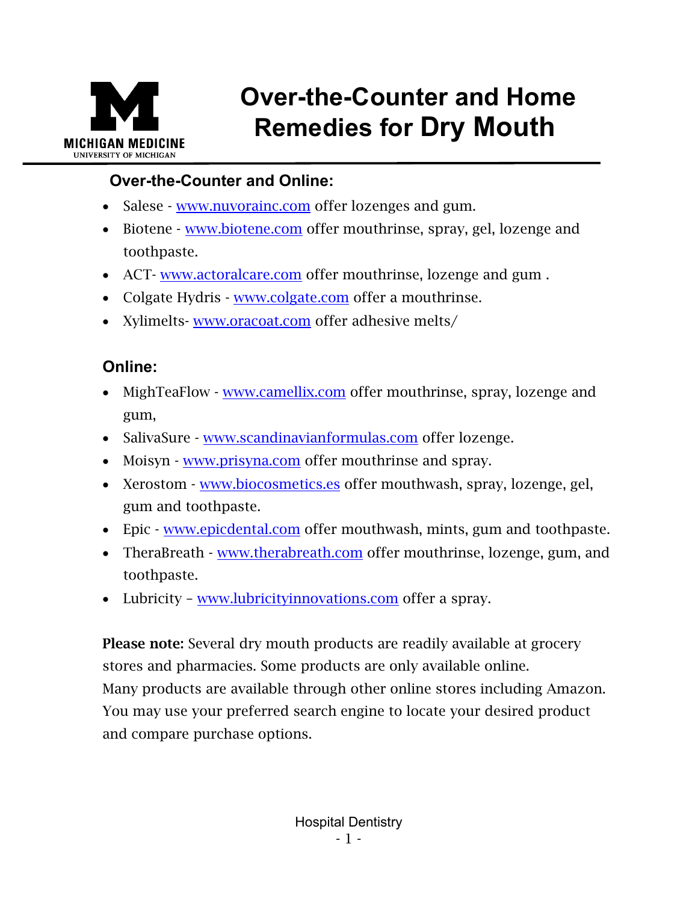# Over-the-Counter and Home Remedies for Dry Mouth

MICHIGAN MEDICINE
UNIVERSITY OF MICHIGAN

## Over-the-Counter and Online:

- Salese - www.nuvorainc.com offer lozenges and gum.
- Biotene - www.biotene.com offer mouthrinse, spray, gel, lozenge and toothpaste.
- ACT- www.actoralcare.com offer mouthrinse, lozenge and gum .
- Colgate Hydris - www.colgate.com offer a mouthrinse.
- Xylimelts- www.oracoat.com offer adhesive melts/

## Online:

- MighTeaFlow - www.camellix.com offer mouthrinse, spray, lozenge and gum,
- SalivaSure - www.scandinavianformulas.com offer lozenge.
- Moisyn - www.prisyna.com offer mouthrinse and spray.
- Xerostom - www.biocosmetics.es offer mouthwash, spray, lozenge, gel, gum and toothpaste.
- Epic - www.epicdental.com offer mouthwash, mints, gum and toothpaste.
- TheraBreath - www.therabreath.com offer mouthrinse, lozenge, gum, and toothpaste.
- Lubricity – www.lubricityinnovations.com offer a spray.

**Please note:** Several dry mouth products are readily available at grocery stores and pharmacies. Some products are only available online. Many products are available through other online stores including Amazon. You may use your preferred search engine to locate your desired product and compare purchase options.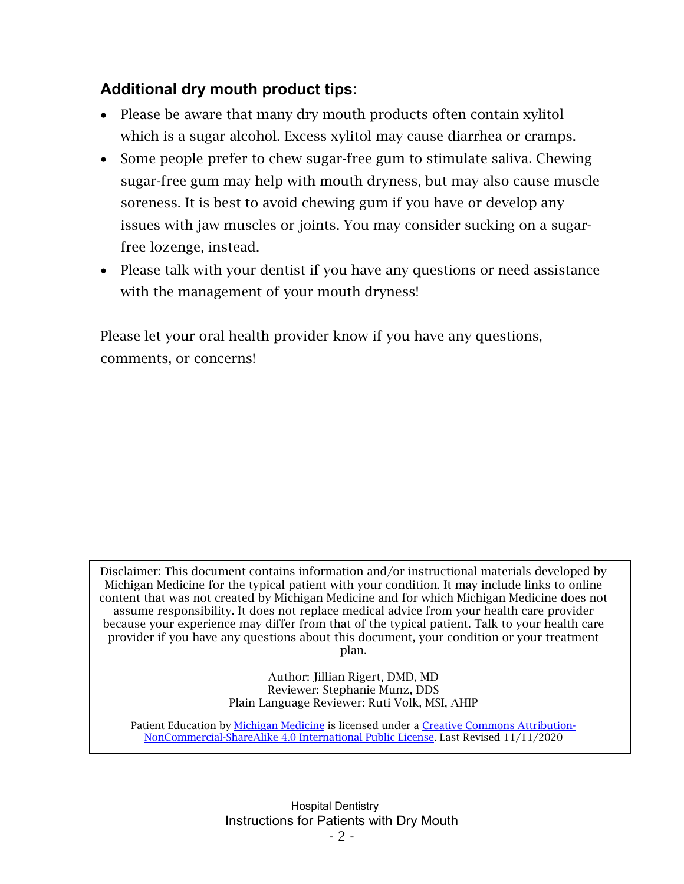### Additional dry mouth product tips:

- Please be aware that many dry mouth products often contain xylitol which is a sugar alcohol. Excess xylitol may cause diarrhea or cramps.
- Some people prefer to chew sugar-free gum to stimulate saliva. Chewing sugar-free gum may help with mouth dryness, but may also cause muscle soreness. It is best to avoid chewing gum if you have or develop any issues with jaw muscles or joints. You may consider sucking on a sugar-free lozenge, instead.
- Please talk with your dentist if you have any questions or need assistance with the management of your mouth dryness!

Please let your oral health provider know if you have any questions, comments, or concerns!

Disclaimer: This document contains information and/or instructional materials developed by Michigan Medicine for the typical patient with your condition. It may include links to online content that was not created by Michigan Medicine and for which Michigan Medicine does not assume responsibility. It does not replace medical advice from your health care provider because your experience may differ from that of the typical patient. Talk to your health care provider if you have any questions about this document, your condition or your treatment plan.

Author: Jillian Rigert, DMD, MD
Reviewer: Stephanie Munz, DDS
Plain Language Reviewer: Ruti Volk, MSI, AHIP

Patient Education by Michigan Medicine is licensed under a Creative Commons Attribution-NonCommercial-ShareAlike 4.0 International Public License. Last Revised 11/11/2020